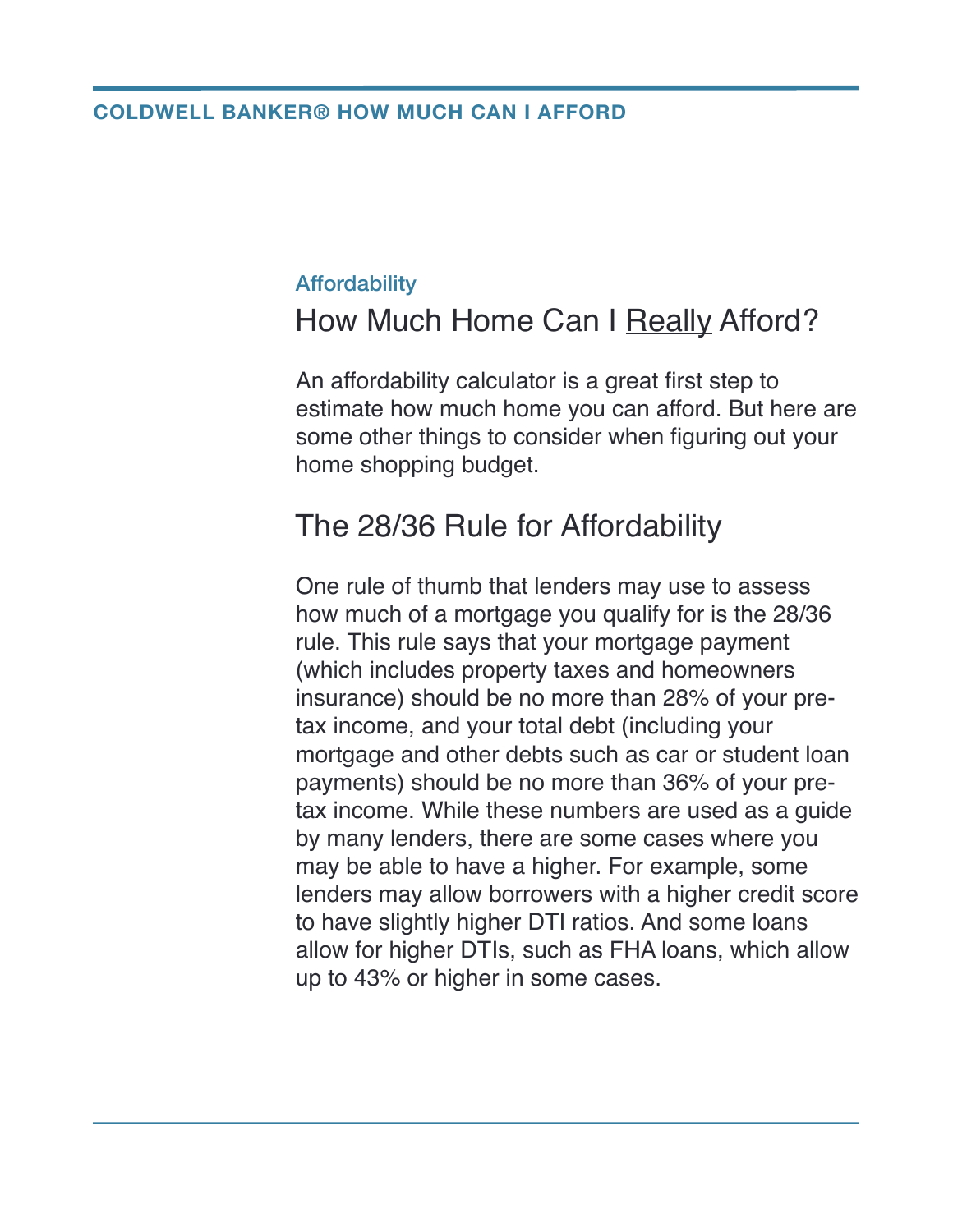Affordability

# How Much Home Can I Really Afford?

An affordability calculator is a great first step to estimate how much home you can afford. But here are some other things to consider when figuring out your home shopping budget.

## The 28/36 Rule for Affordability

One rule of thumb that lenders may use to assess how much of a mortgage you qualify for is the 28/36 rule. This rule says that your mortgage payment (which includes property taxes and homeowners insurance) should be no more than 28% of your pre-tax income, and your total debt (including your mortgage and other debts such as car or student loan payments) should be no more than 36% of your pre-tax income. While these numbers are used as a guide by many lenders, there are some cases where you may be able to have a higher. For example, some lenders may allow borrowers with a higher credit score to have slightly higher DTI ratios. And some loans allow for higher DTIs, such as FHA loans, which allow up to 43% or higher in some cases.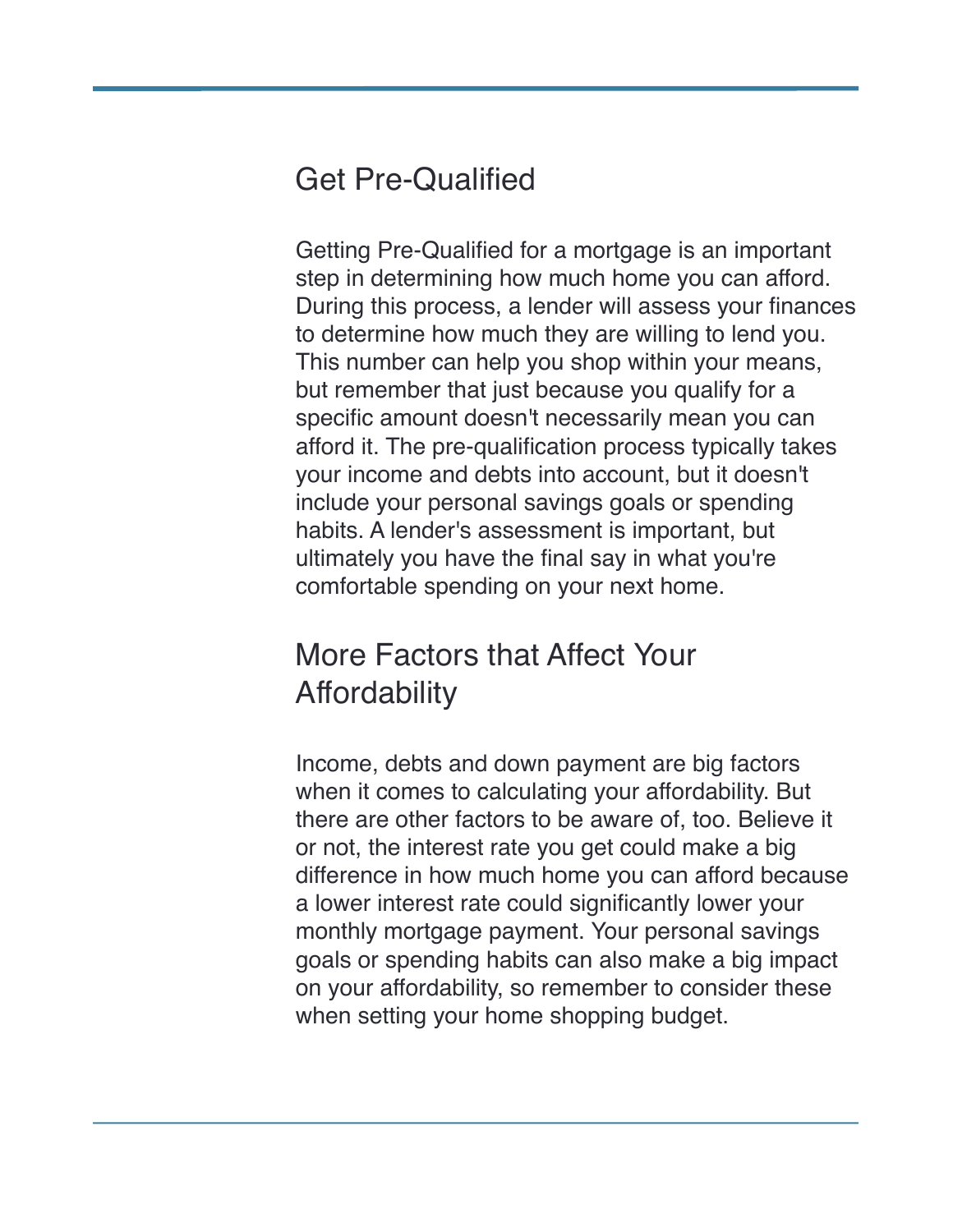## Get Pre-Qualified

Getting Pre-Qualified for a mortgage is an important step in determining how much home you can afford. During this process, a lender will assess your finances to determine how much they are willing to lend you. This number can help you shop within your means, but remember that just because you qualify for a specific amount doesn't necessarily mean you can afford it. The pre-qualification process typically takes your income and debts into account, but it doesn't include your personal savings goals or spending habits. A lender's assessment is important, but ultimately you have the final say in what you're comfortable spending on your next home.

## More Factors that Affect Your Affordability

Income, debts and down payment are big factors when it comes to calculating your affordability. But there are other factors to be aware of, too. Believe it or not, the interest rate you get could make a big difference in how much home you can afford because a lower interest rate could significantly lower your monthly mortgage payment. Your personal savings goals or spending habits can also make a big impact on your affordability, so remember to consider these when setting your home shopping budget.